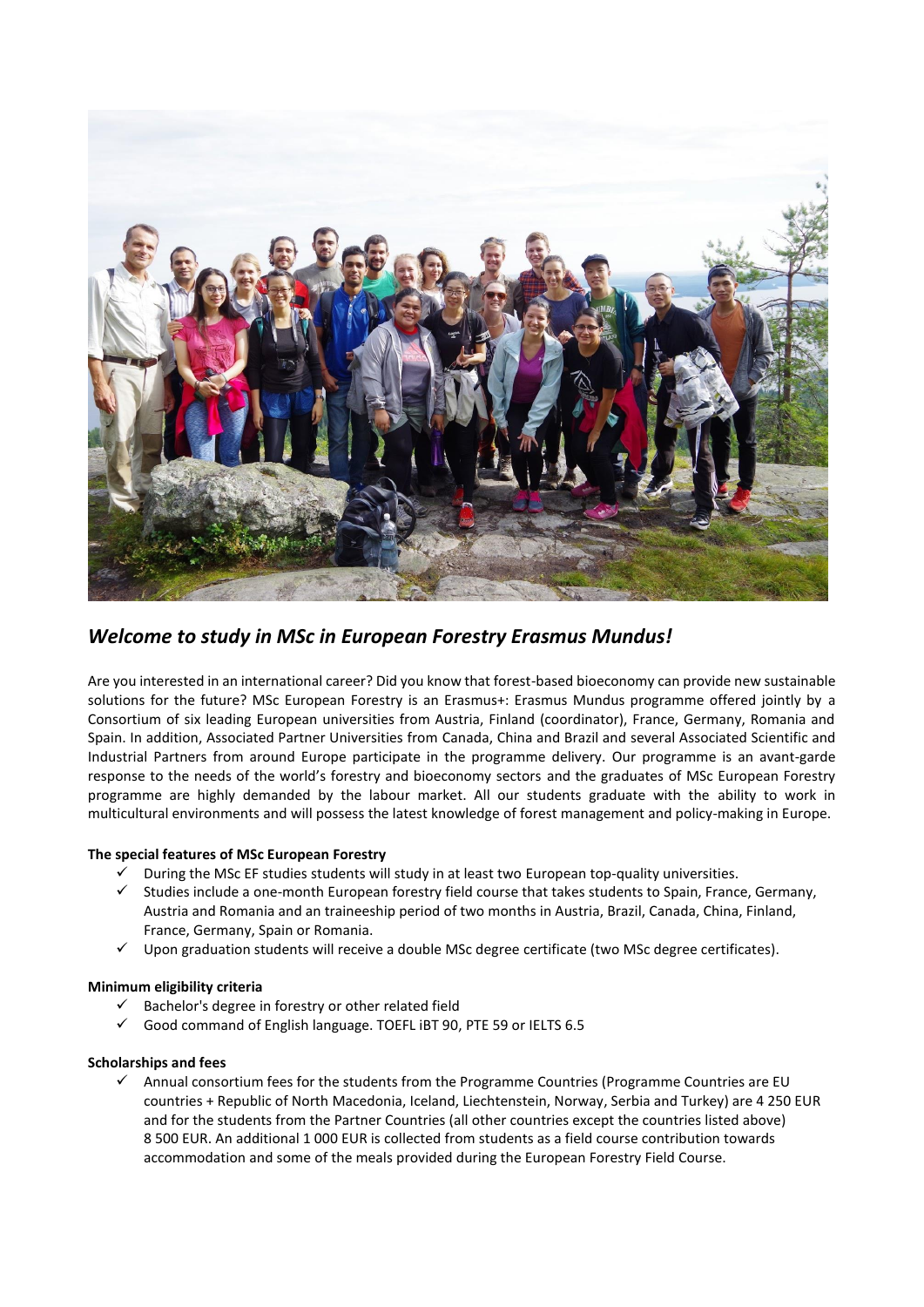## *Welcome to study in MSc in European Forestry Erasmus Mundus!*

Are you interested in an international career? Did you know that forest-based bioeconomy can provide new sustainable solutions for the future? MSc European Forestry is an Erasmus+: Erasmus Mundus programme offered jointly by a Consortium of six leading European universities from Austria, Finland (coordinator), France, Germany, Romania and Spain. In addition, Associated Partner Universities from Canada, China and Brazil and several Associated Scientific and Industrial Partners from around Europe participate in the programme delivery. Our programme is an avant-garde response to the needs of the world's forestry and bioeconomy sectors and the graduates of MSc European Forestry programme are highly demanded by the labour market. All our students graduate with the ability to work in multicultural environments and will possess the latest knowledge of forest management and policy-making in Europe.

**The special features of MSc European Forestry**

- ✓ During the MSc EF studies students will study in at least two European top-quality universities.
- ✓ Studies include a one-month European forestry field course that takes students to Spain, France, Germany, Austria and Romania and an traineeship period of two months in Austria, Brazil, Canada, China, Finland, France, Germany, Spain or Romania.
- ✓ Upon graduation students will receive a double MSc degree certificate (two MSc degree certificates).

**Minimum eligibility criteria**

- ✓ Bachelor's degree in forestry or other related field
- ✓ Good command of English language. TOEFL iBT 90, PTE 59 or IELTS 6.5

**Scholarships and fees**

- ✓ Annual consortium fees for the students from the Programme Countries (Programme Countries are EU countries + Republic of North Macedonia, Iceland, Liechtenstein, Norway, Serbia and Turkey) are 4 250 EUR and for the students from the Partner Countries (all other countries except the countries listed above) 8 500 EUR. An additional 1 000 EUR is collected from students as a field course contribution towards accommodation and some of the meals provided during the European Forestry Field Course.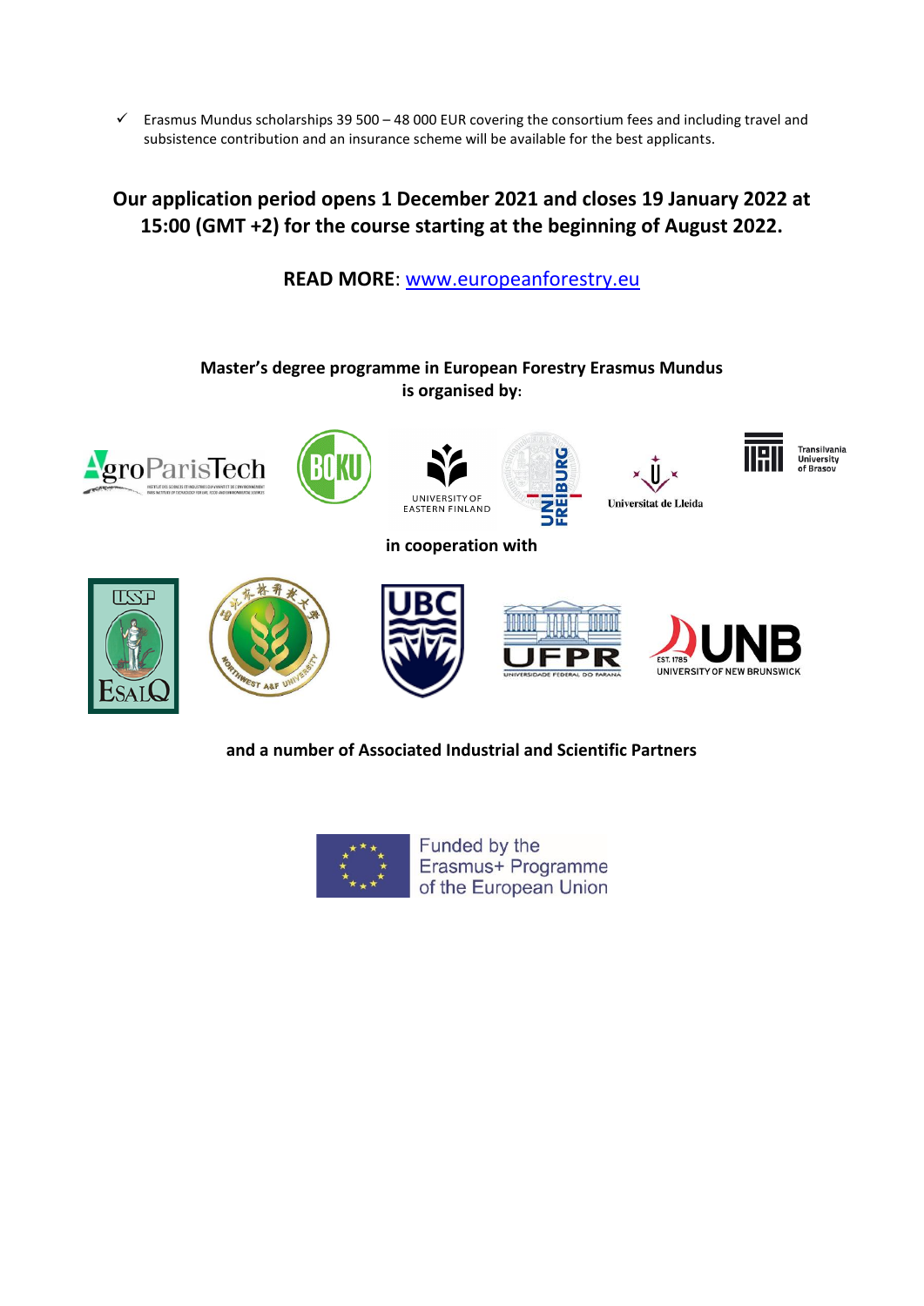- ✓ Erasmus Mundus scholarships 39 500 – 48 000 EUR covering the consortium fees and including travel and subsistence contribution and an insurance scheme will be available for the best applicants.

**Our application period opens 1 December 2021 and closes 19 January 2022 at 15:00 (GMT +2) for the course starting at the beginning of August 2022.**

**READ MORE**: www.europeanforestry.eu

**Master's degree programme in European Forestry Erasmus Mundus is organised by:**

AgroParisTech

BOKU

UNIVERSITY OF EASTERN FINLAND

UNI FREIBURG

Universitat de Lleida

Transilvania University of Brasov

**in cooperation with**

USP ESALQ

NORTHWEST A&F UNIVERSITY

UBC

UFPR UNIVERSIDADE FEDERAL DO PARANÁ

EST. 1785 UNB UNIVERSITY OF NEW BRUNSWICK

**and a number of Associated Industrial and Scientific Partners**

Funded by the Erasmus+ Programme of the European Union